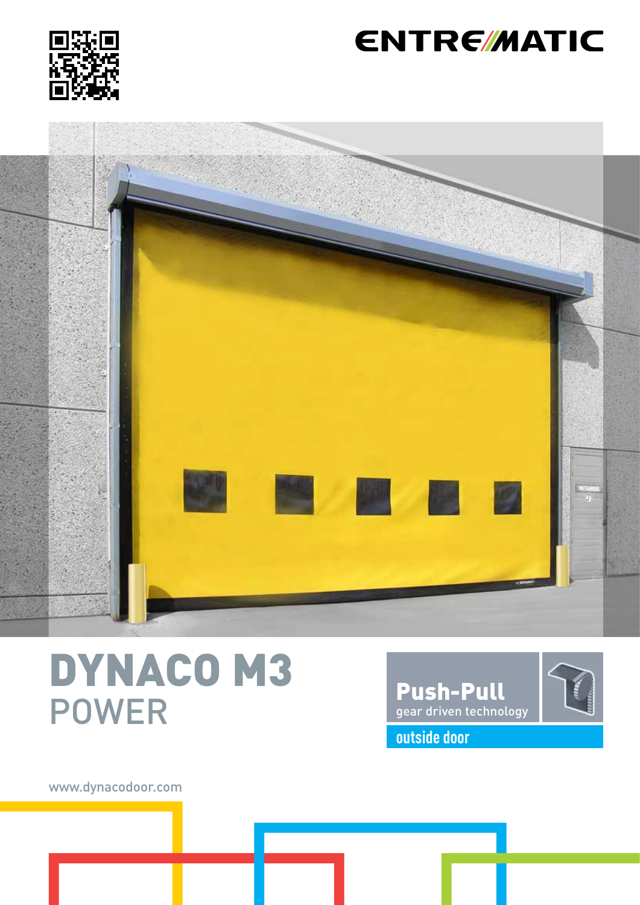ENTREMATIC

# DYNACO M3
## POWER

**Push-Pull**
gear driven technology

outside door

www.dynacodoor.com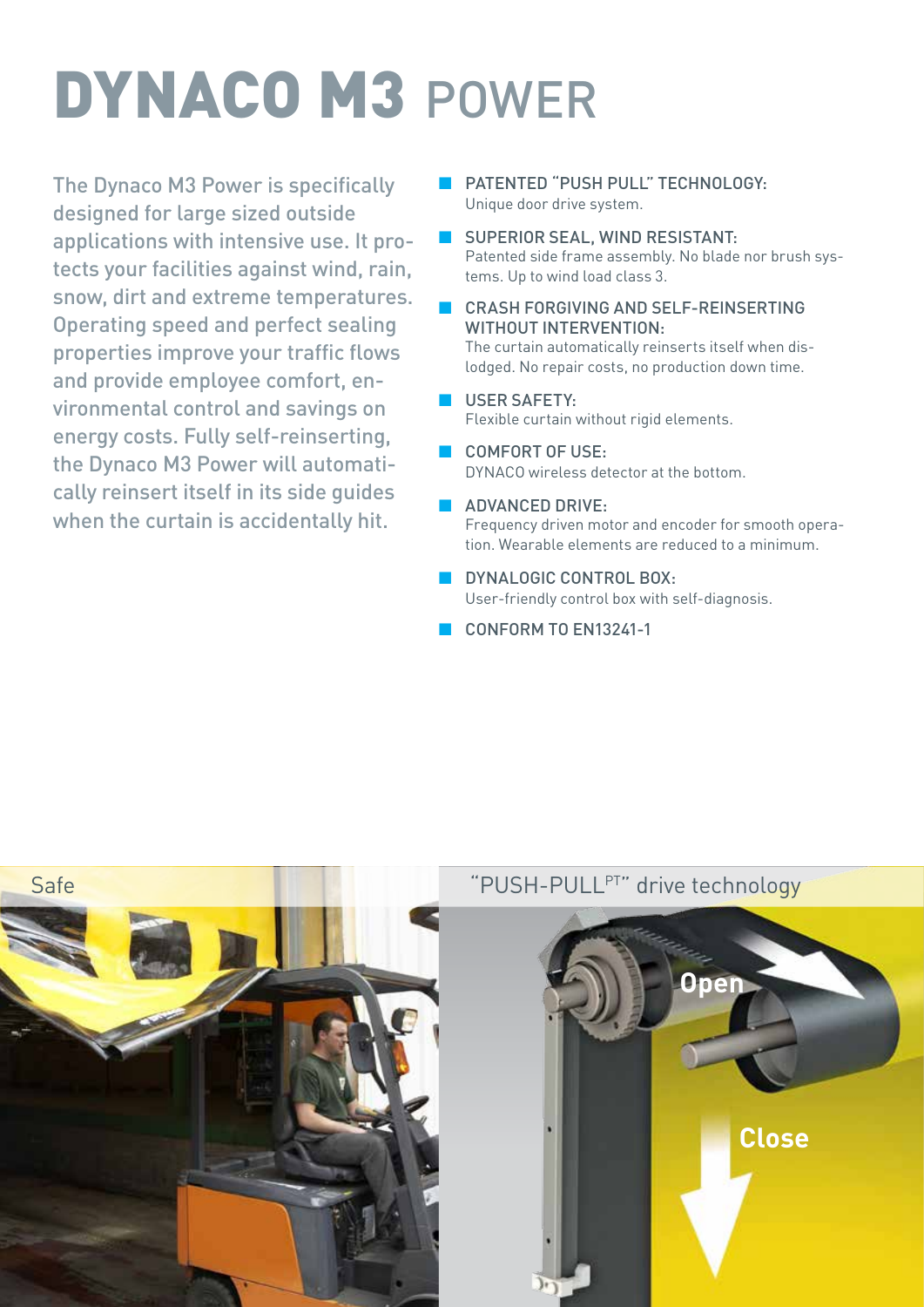# DYNACO M3 POWER

The Dynaco M3 Power is specifically designed for large sized outside applications with intensive use. It protects your facilities against wind, rain, snow, dirt and extreme temperatures. Operating speed and perfect sealing properties improve your traffic flows and provide employee comfort, environmental control and savings on energy costs. Fully self-reinserting, the Dynaco M3 Power will automatically reinsert itself in its side guides when the curtain is accidentally hit.

- PATENTED "PUSH PULL" TECHNOLOGY:
  Unique door drive system.
- SUPERIOR SEAL, WIND RESISTANT:
  Patented side frame assembly. No blade nor brush systems. Up to wind load class 3.
- CRASH FORGIVING AND SELF-REINSERTING WITHOUT INTERVENTION:
  The curtain automatically reinserts itself when dislodged. No repair costs, no production down time.
- USER SAFETY:
  Flexible curtain without rigid elements.
- COMFORT OF USE:
  DYNACO wireless detector at the bottom.
- ADVANCED DRIVE:
  Frequency driven motor and encoder for smooth operation. Wearable elements are reduced to a minimum.
- DYNALOGIC CONTROL BOX:
  User-friendly control box with self-diagnosis.
- CONFORM TO EN13241-1

Safe

"PUSH-PULL[PT]" drive technology

Open

Close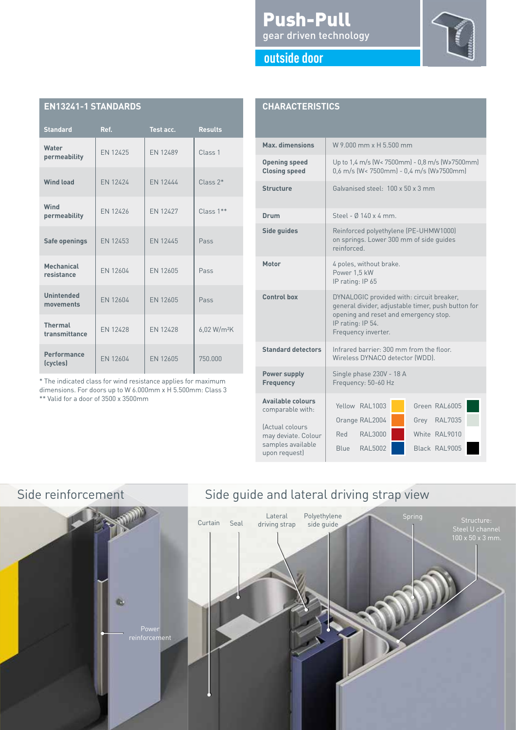# Push-Pull

gear driven technology

## outside door

## EN13241-1 STANDARDS

| Standard | Ref. | Test acc. | Results |
|---|---|---|---|
| **Water permeability** | EN 12425 | EN 12489 | Class 1 |
| **Wind load** | EN 12424 | EN 12444 | Class 2* |
| **Wind permeability** | EN 12426 | EN 12427 | Class 1** |
| **Safe openings** | EN 12453 | EN 12445 | Pass |
| **Mechanical resistance** | EN 12604 | EN 12605 | Pass |
| **Unintended movements** | EN 12604 | EN 12605 | Pass |
| **Thermal transmittance** | EN 12428 | EN 12428 | 6,02 W/m²K |
| **Performance (cycles)** | EN 12604 | EN 12605 | 750.000 |

* The indicated class for wind resistance applies for maximum dimensions. For doors up to W 6.000mm x H 5.500mm: Class 3
** Valid for a door of 3500 x 3500mm

## CHARACTERISTICS

| | |
|---|---|
| **Max. dimensions** | W 9.000 mm x H 5.500 mm |
| **Opening speed**<br>**Closing speed** | Up to 1,4 m/s (W< 7500mm) - 0,8 m/s (W>7500mm)<br>0,6 m/s (W< 7500mm) - 0,4 m/s (W>7500mm) |
| **Structure** | Galvanised steel: 100 x 50 x 3 mm |
| **Drum** | Steel - Ø 140 x 4 mm. |
| **Side guides** | Reinforced polyethylene (PE-UHMW1000) on springs. Lower 300 mm of side guides reinforced. |
| **Motor** | 4 poles, without brake.<br>Power 1,5 kW<br>IP rating: IP 65 |
| **Control box** | DYNALOGIC provided with: circuit breaker, general divider, adjustable timer, push button for opening and reset and emergency stop.<br>IP rating: IP 54.<br>Frequency inverter. |
| **Standard detectors** | Infrared barrier: 300 mm from the floor.<br>Wireless DYNACO detector (WDD). |
| **Power supply**<br>**Frequency** | Single phase 230V - 18 A<br>Frequency: 50-60 Hz |
| **Available colours** comparable with:<br><br>(Actual colours may deviate. Colour samples available upon request) | Yellow RAL1003, Orange RAL2004, Red RAL3000, Blue RAL5002, Green RAL6005, Grey RAL7035, White RAL9010, Black RAL9005 |

## Side reinforcement

Power reinforcement

## Side guide and lateral driving strap view

Curtain, Seal, Lateral driving strap, Polyethylene side guide, Spring, Structure: Steel U channel 100 x 50 x 3 mm.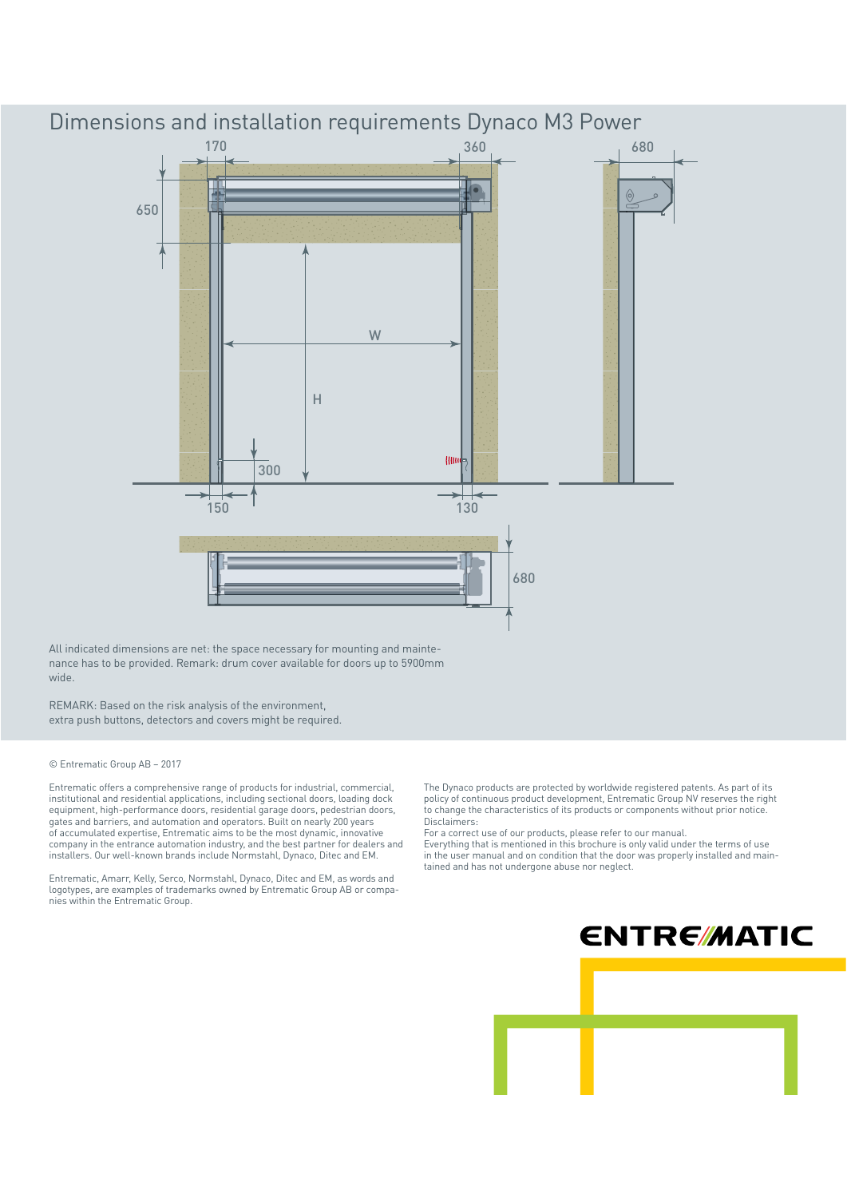# Dimensions and installation requirements Dynaco M3 Power

170
360
680
650
W
H
300
150
130
680

All indicated dimensions are net: the space necessary for mounting and maintenance has to be provided. Remark: drum cover available for doors up to 5900mm wide.

REMARK: Based on the risk analysis of the environment, extra push buttons, detectors and covers might be required.

© Entrematic Group AB – 2017

Entrematic offers a comprehensive range of products for industrial, commercial, institutional and residential applications, including sectional doors, loading dock equipment, high-performance doors, residential garage doors, pedestrian doors, gates and barriers, and automation and operators. Built on nearly 200 years of accumulated expertise, Entrematic aims to be the most dynamic, innovative company in the entrance automation industry, and the best partner for dealers and installers. Our well-known brands include Normstahl, Dynaco, Ditec and EM.

Entrematic, Amarr, Kelly, Serco, Normstahl, Dynaco, Ditec and EM, as words and logotypes, are examples of trademarks owned by Entrematic Group AB or companies within the Entrematic Group.

The Dynaco products are protected by worldwide registered patents. As part of its policy of continuous product development, Entrematic Group NV reserves the right to change the characteristics of its products or components without prior notice.
Disclaimers:
For a correct use of our products, please refer to our manual.
Everything that is mentioned in this brochure is only valid under the terms of use in the user manual and on condition that the door was properly installed and maintained and has not undergone abuse nor neglect.

ENTREMATIC